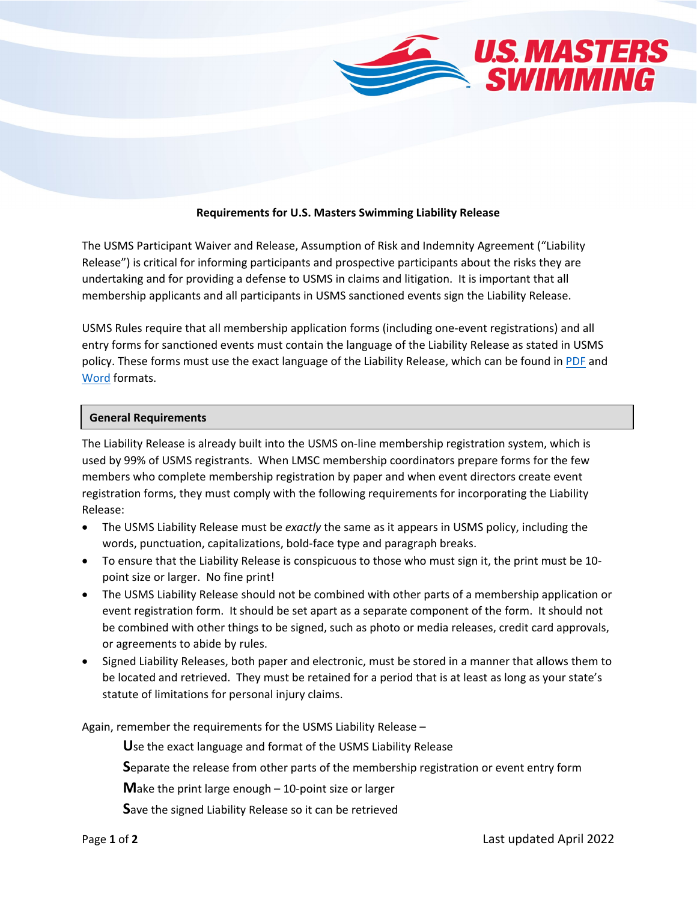**Requirements for U.S. Masters Swimming Liability Release**

The USMS Participant Waiver and Release, Assumption of Risk and Indemnity Agreement ("Liability Release") is critical for informing participants and prospective participants about the risks they are undertaking and for providing a defense to USMS in claims and litigation. It is important that all membership applicants and all participants in USMS sanctioned events sign the Liability Release.

USMS Rules require that all membership application forms (including one-event registrations) and all entry forms for sanctioned events must contain the language of the Liability Release as stated in USMS policy. These forms must use the exact language of the Liability Release, which can be found in PDF and Word formats.

## General Requirements

The Liability Release is already built into the USMS on-line membership registration system, which is used by 99% of USMS registrants. When LMSC membership coordinators prepare forms for the few members who complete membership registration by paper and when event directors create event registration forms, they must comply with the following requirements for incorporating the Liability Release:

- The USMS Liability Release must be *exactly* the same as it appears in USMS policy, including the words, punctuation, capitalizations, bold-face type and paragraph breaks.
- To ensure that the Liability Release is conspicuous to those who must sign it, the print must be 10-point size or larger. No fine print!
- The USMS Liability Release should not be combined with other parts of a membership application or event registration form. It should be set apart as a separate component of the form. It should not be combined with other things to be signed, such as photo or media releases, credit card approvals, or agreements to abide by rules.
- Signed Liability Releases, both paper and electronic, must be stored in a manner that allows them to be located and retrieved. They must be retained for a period that is at least as long as your state's statute of limitations for personal injury claims.

Again, remember the requirements for the USMS Liability Release –

**U**se the exact language and format of the USMS Liability Release

**S**eparate the release from other parts of the membership registration or event entry form

**M**ake the print large enough – 10-point size or larger

**S**ave the signed Liability Release so it can be retrieved

Last updated April 2022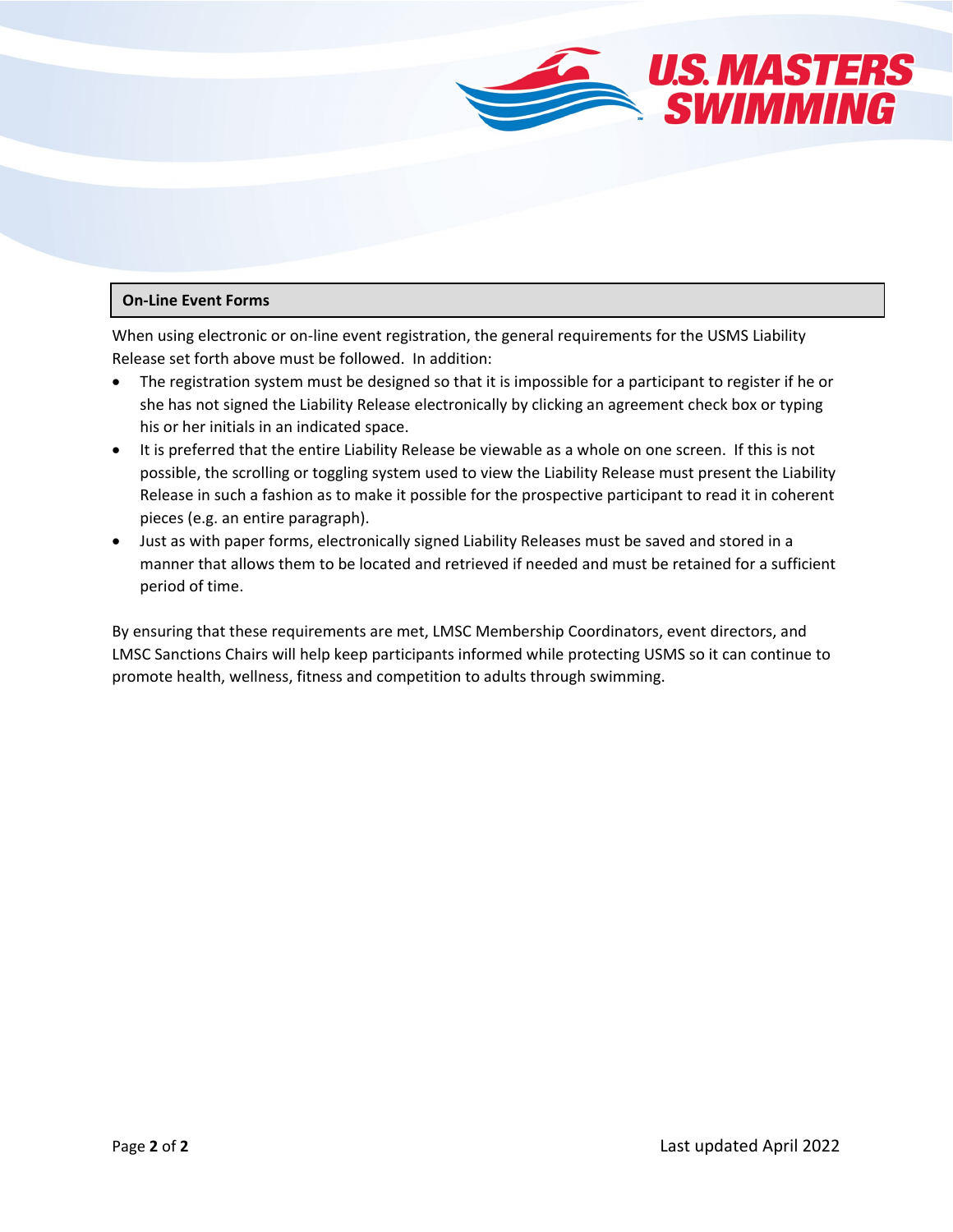## On-Line Event Forms

When using electronic or on-line event registration, the general requirements for the USMS Liability Release set forth above must be followed. In addition:

- The registration system must be designed so that it is impossible for a participant to register if he or she has not signed the Liability Release electronically by clicking an agreement check box or typing his or her initials in an indicated space.
- It is preferred that the entire Liability Release be viewable as a whole on one screen. If this is not possible, the scrolling or toggling system used to view the Liability Release must present the Liability Release in such a fashion as to make it possible for the prospective participant to read it in coherent pieces (e.g. an entire paragraph).
- Just as with paper forms, electronically signed Liability Releases must be saved and stored in a manner that allows them to be located and retrieved if needed and must be retained for a sufficient period of time.

By ensuring that these requirements are met, LMSC Membership Coordinators, event directors, and LMSC Sanctions Chairs will help keep participants informed while protecting USMS so it can continue to promote health, wellness, fitness and competition to adults through swimming.

Last updated April 2022